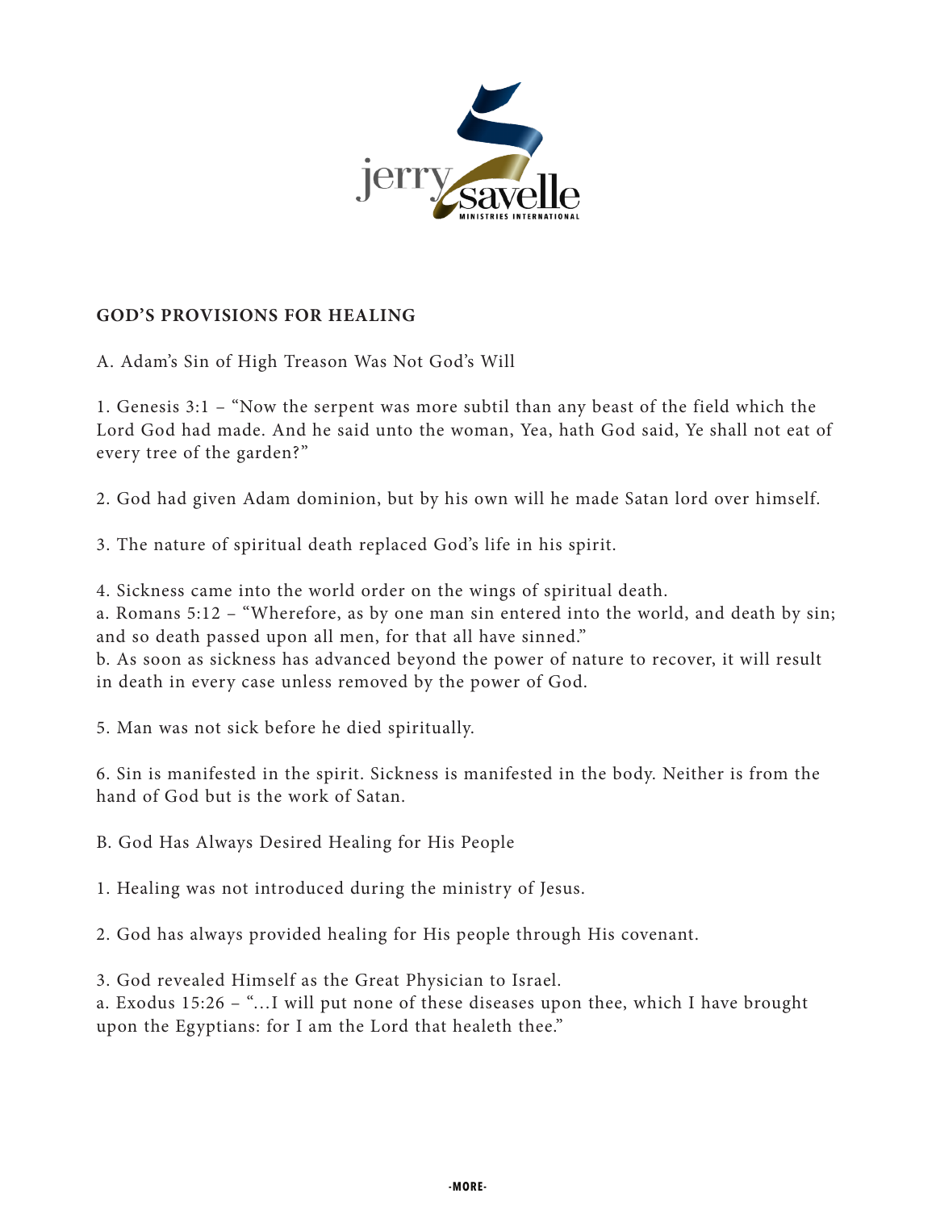## GOD'S PROVISIONS FOR HEALING

A. Adam's Sin of High Treason Was Not God's Will

1. Genesis 3:1 – "Now the serpent was more subtil than any beast of the field which the Lord God had made. And he said unto the woman, Yea, hath God said, Ye shall not eat of every tree of the garden?"

2. God had given Adam dominion, but by his own will he made Satan lord over himself.

3. The nature of spiritual death replaced God's life in his spirit.

4. Sickness came into the world order on the wings of spiritual death.
a. Romans 5:12 – "Wherefore, as by one man sin entered into the world, and death by sin; and so death passed upon all men, for that all have sinned."
b. As soon as sickness has advanced beyond the power of nature to recover, it will result in death in every case unless removed by the power of God.

5. Man was not sick before he died spiritually.

6. Sin is manifested in the spirit. Sickness is manifested in the body. Neither is from the hand of God but is the work of Satan.

B. God Has Always Desired Healing for His People

1. Healing was not introduced during the ministry of Jesus.

2. God has always provided healing for His people through His covenant.

3. God revealed Himself as the Great Physician to Israel.
a. Exodus 15:26 – "…I will put none of these diseases upon thee, which I have brought upon the Egyptians: for I am the Lord that healeth thee."

-MORE-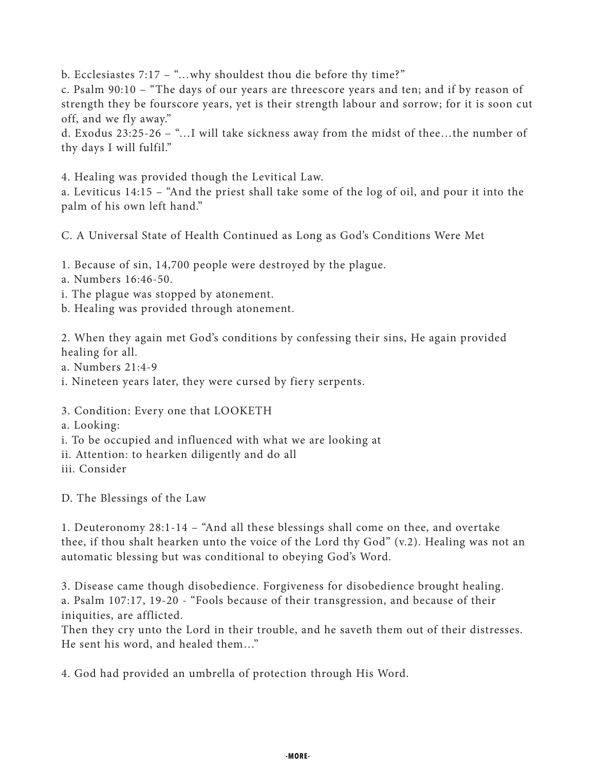b. Ecclesiastes 7:17 – "…why shouldest thou die before thy time?"

c. Psalm 90:10 – "The days of our years are threescore years and ten; and if by reason of strength they be fourscore years, yet is their strength labour and sorrow; for it is soon cut off, and we fly away."

d. Exodus 23:25-26 – "…I will take sickness away from the midst of thee…the number of thy days I will fulfil."

4. Healing was provided though the Levitical Law.

a. Leviticus 14:15 – "And the priest shall take some of the log of oil, and pour it into the palm of his own left hand."

C. A Universal State of Health Continued as Long as God's Conditions Were Met

1. Because of sin, 14,700 people were destroyed by the plague.

a. Numbers 16:46-50.

i. The plague was stopped by atonement.

b. Healing was provided through atonement.

2. When they again met God's conditions by confessing their sins, He again provided healing for all.

a. Numbers 21:4-9

i. Nineteen years later, they were cursed by fiery serpents.

3. Condition: Every one that LOOKETH

a. Looking:

i. To be occupied and influenced with what we are looking at

ii. Attention: to hearken diligently and do all

iii. Consider

D. The Blessings of the Law

1. Deuteronomy 28:1-14 – "And all these blessings shall come on thee, and overtake thee, if thou shalt hearken unto the voice of the Lord thy God" (v.2). Healing was not an automatic blessing but was conditional to obeying God's Word.

3. Disease came though disobedience. Forgiveness for disobedience brought healing.

a. Psalm 107:17, 19-20 - "Fools because of their transgression, and because of their iniquities, are afflicted.
Then they cry unto the Lord in their trouble, and he saveth them out of their distresses. He sent his word, and healed them…"

4. God had provided an umbrella of protection through His Word.

-MORE-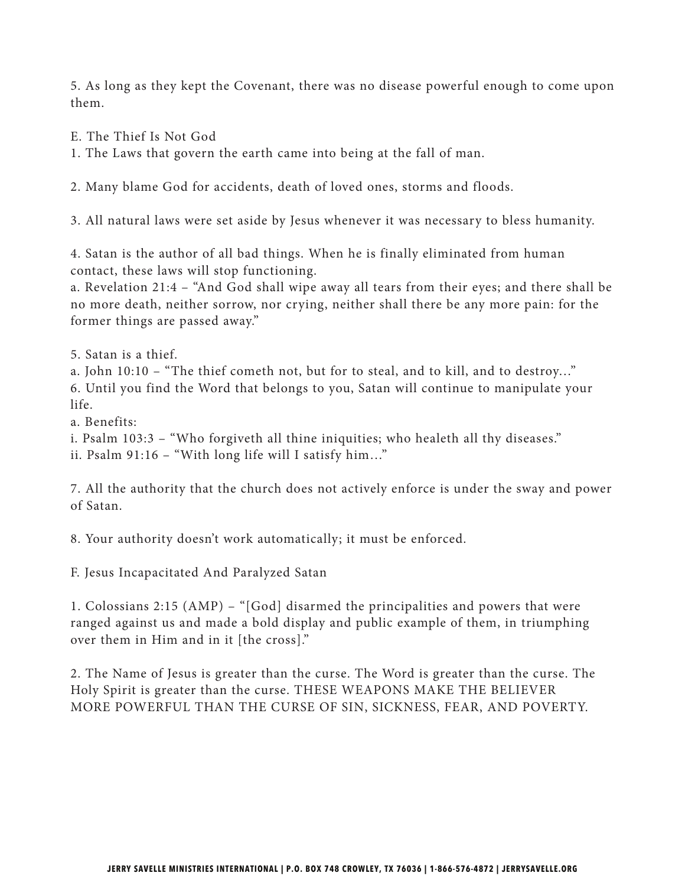5. As long as they kept the Covenant, there was no disease powerful enough to come upon them.

E. The Thief Is Not God

1. The Laws that govern the earth came into being at the fall of man.

2. Many blame God for accidents, death of loved ones, storms and floods.

3. All natural laws were set aside by Jesus whenever it was necessary to bless humanity.

4. Satan is the author of all bad things. When he is finally eliminated from human contact, these laws will stop functioning.
a. Revelation 21:4 – "And God shall wipe away all tears from their eyes; and there shall be no more death, neither sorrow, nor crying, neither shall there be any more pain: for the former things are passed away."

5. Satan is a thief.
a. John 10:10 – "The thief cometh not, but for to steal, and to kill, and to destroy…"
6. Until you find the Word that belongs to you, Satan will continue to manipulate your life.
a. Benefits:
i. Psalm 103:3 – "Who forgiveth all thine iniquities; who healeth all thy diseases."
ii. Psalm 91:16 – "With long life will I satisfy him…"

7. All the authority that the church does not actively enforce is under the sway and power of Satan.

8. Your authority doesn't work automatically; it must be enforced.

F. Jesus Incapacitated And Paralyzed Satan

1. Colossians 2:15 (AMP) – "[God] disarmed the principalities and powers that were ranged against us and made a bold display and public example of them, in triumphing over them in Him and in it [the cross]."

2. The Name of Jesus is greater than the curse. The Word is greater than the curse. The Holy Spirit is greater than the curse. THESE WEAPONS MAKE THE BELIEVER MORE POWERFUL THAN THE CURSE OF SIN, SICKNESS, FEAR, AND POVERTY.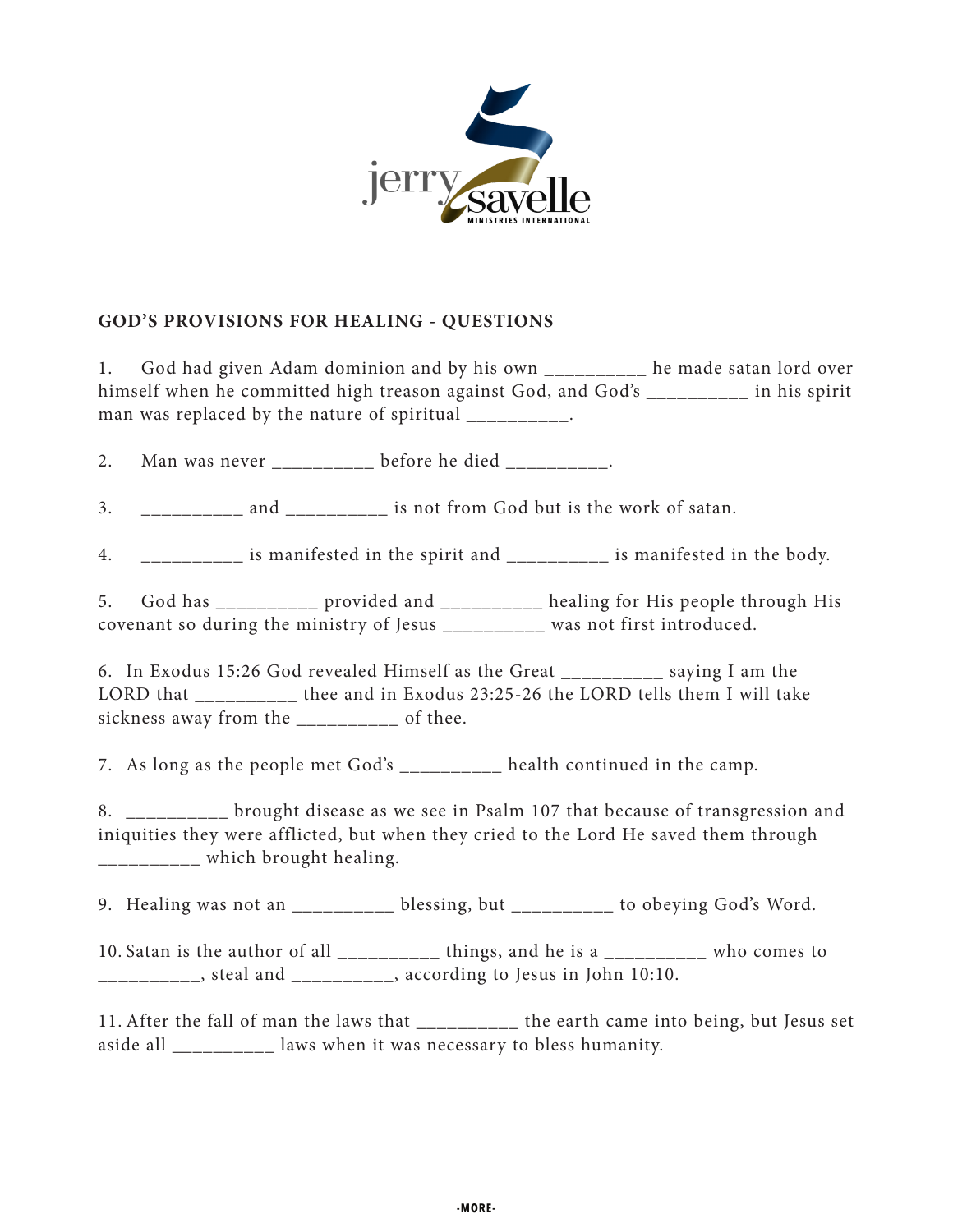## GOD'S PROVISIONS FOR HEALING - QUESTIONS

1. God had given Adam dominion and by his own __________ he made satan lord over himself when he committed high treason against God, and God's __________ in his spirit man was replaced by the nature of spiritual __________.

2. Man was never __________ before he died __________.

3. __________ and __________ is not from God but is the work of satan.

4. __________ is manifested in the spirit and __________ is manifested in the body.

5. God has __________ provided and __________ healing for His people through His covenant so during the ministry of Jesus __________ was not first introduced.

6. In Exodus 15:26 God revealed Himself as the Great __________ saying I am the LORD that __________ thee and in Exodus 23:25-26 the LORD tells them I will take sickness away from the __________ of thee.

7. As long as the people met God's __________ health continued in the camp.

8. __________ brought disease as we see in Psalm 107 that because of transgression and iniquities they were afflicted, but when they cried to the Lord He saved them through __________ which brought healing.

9. Healing was not an __________ blessing, but __________ to obeying God's Word.

10. Satan is the author of all __________ things, and he is a __________ who comes to __________, steal and __________, according to Jesus in John 10:10.

11. After the fall of man the laws that __________ the earth came into being, but Jesus set aside all __________ laws when it was necessary to bless humanity.

-MORE-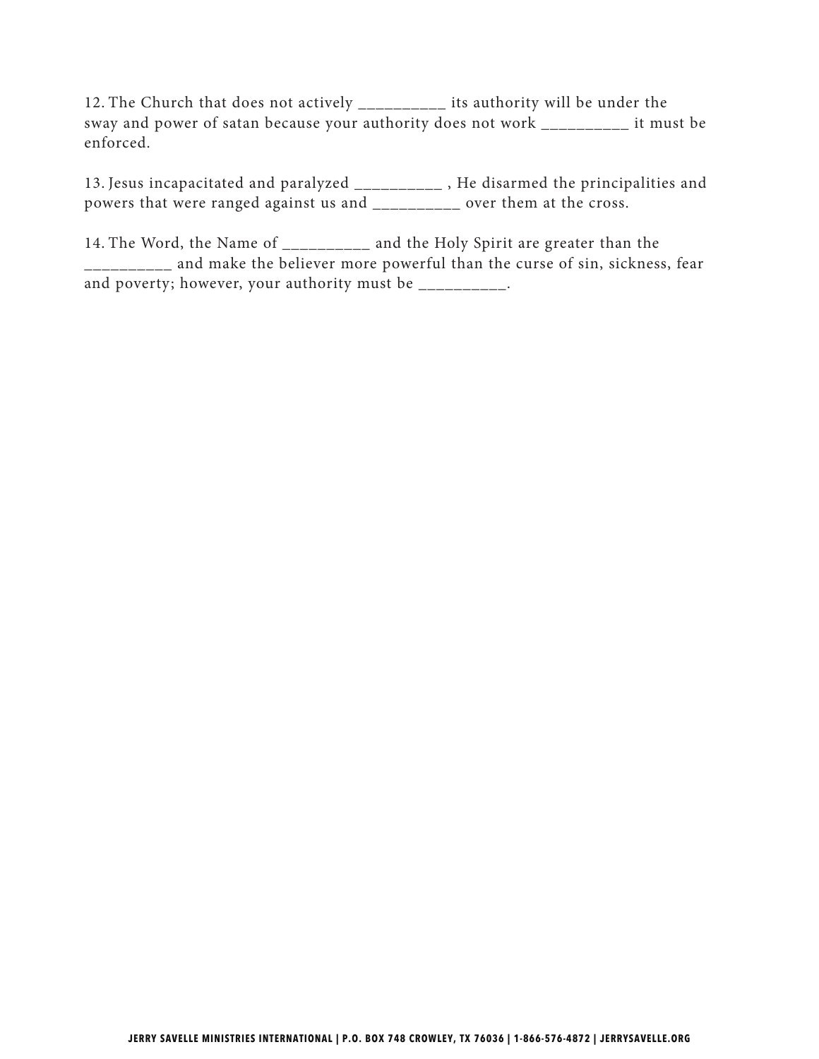12. The Church that does not actively __________ its authority will be under the sway and power of satan because your authority does not work __________ it must be enforced.

13. Jesus incapacitated and paralyzed __________ , He disarmed the principalities and powers that were ranged against us and __________ over them at the cross.

14. The Word, the Name of __________ and the Holy Spirit are greater than the __________ and make the believer more powerful than the curse of sin, sickness, fear and poverty; however, your authority must be __________.